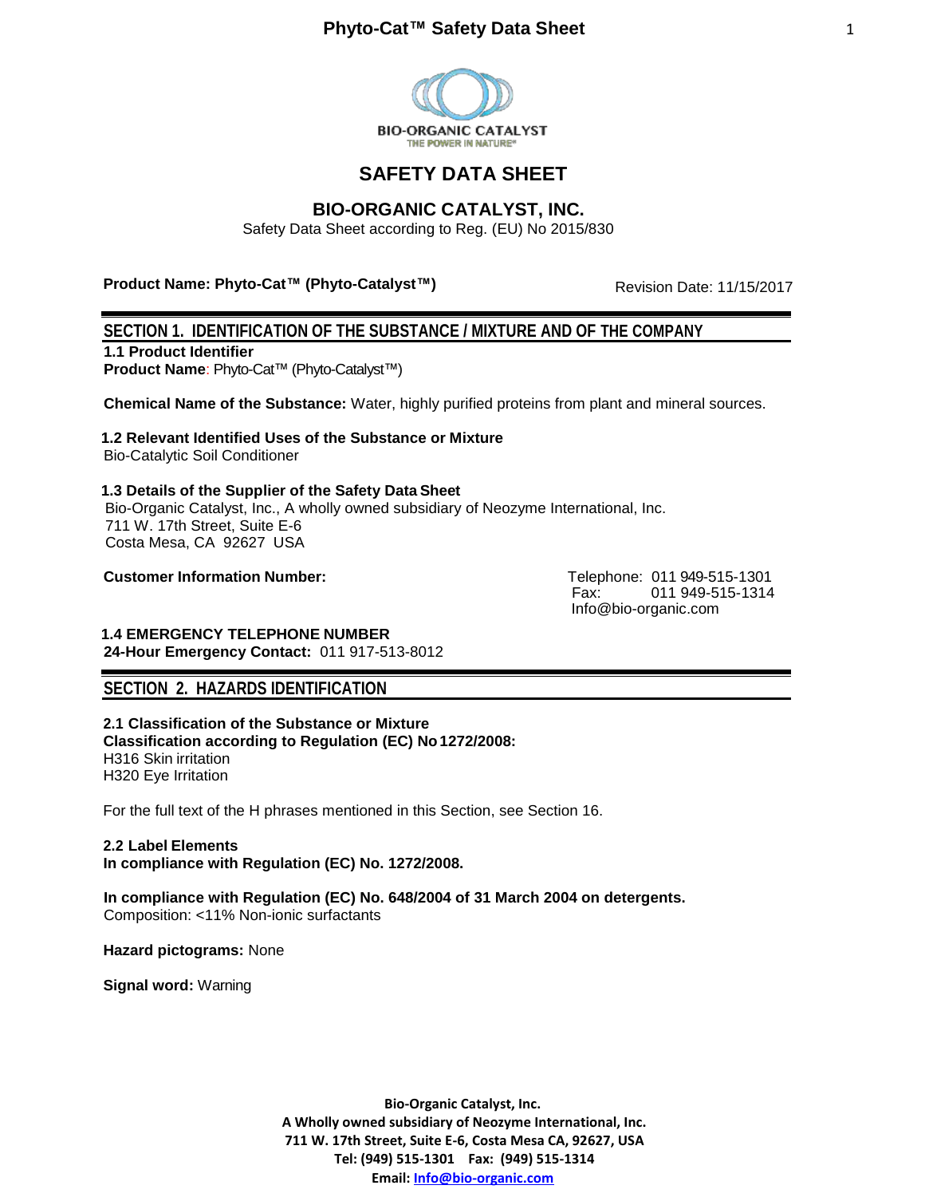BIO-ORGANIC CATALYST
THE POWER IN NATURE

# SAFETY DATA SHEET

## BIO-ORGANIC CATALYST, INC.

Safety Data Sheet according to Reg. (EU) No 2015/830

**Product Name: Phyto-Cat™ (Phyto-Catalyst™)** Revision Date: 11/15/2017

## SECTION 1. IDENTIFICATION OF THE SUBSTANCE / MIXTURE AND OF THE COMPANY

**1.1 Product Identifier**
**Product Name**: Phyto-Cat™ (Phyto-Catalyst™)

**Chemical Name of the Substance:** Water, highly purified proteins from plant and mineral sources.

**1.2 Relevant Identified Uses of the Substance or Mixture**
Bio-Catalytic Soil Conditioner

**1.3 Details of the Supplier of the Safety Data Sheet**
Bio-Organic Catalyst, Inc., A wholly owned subsidiary of Neozyme International, Inc.
711 W. 17th Street, Suite E-6
Costa Mesa, CA 92627 USA

**Customer Information Number:**
Telephone: 011 949-515-1301
Fax: 011 949-515-1314
Info@bio-organic.com

**1.4 EMERGENCY TELEPHONE NUMBER**
**24-Hour Emergency Contact:** 011 917-513-8012

## SECTION 2. HAZARDS IDENTIFICATION

**2.1 Classification of the Substance or Mixture**
**Classification according to Regulation (EC) No 1272/2008:**
H316 Skin irritation
H320 Eye Irritation

For the full text of the H phrases mentioned in this Section, see Section 16.

**2.2 Label Elements**
**In compliance with Regulation (EC) No. 1272/2008.**

**In compliance with Regulation (EC) No. 648/2004 of 31 March 2004 on detergents.**
Composition: <11% Non-ionic surfactants

**Hazard pictograms:** None

**Signal word:** Warning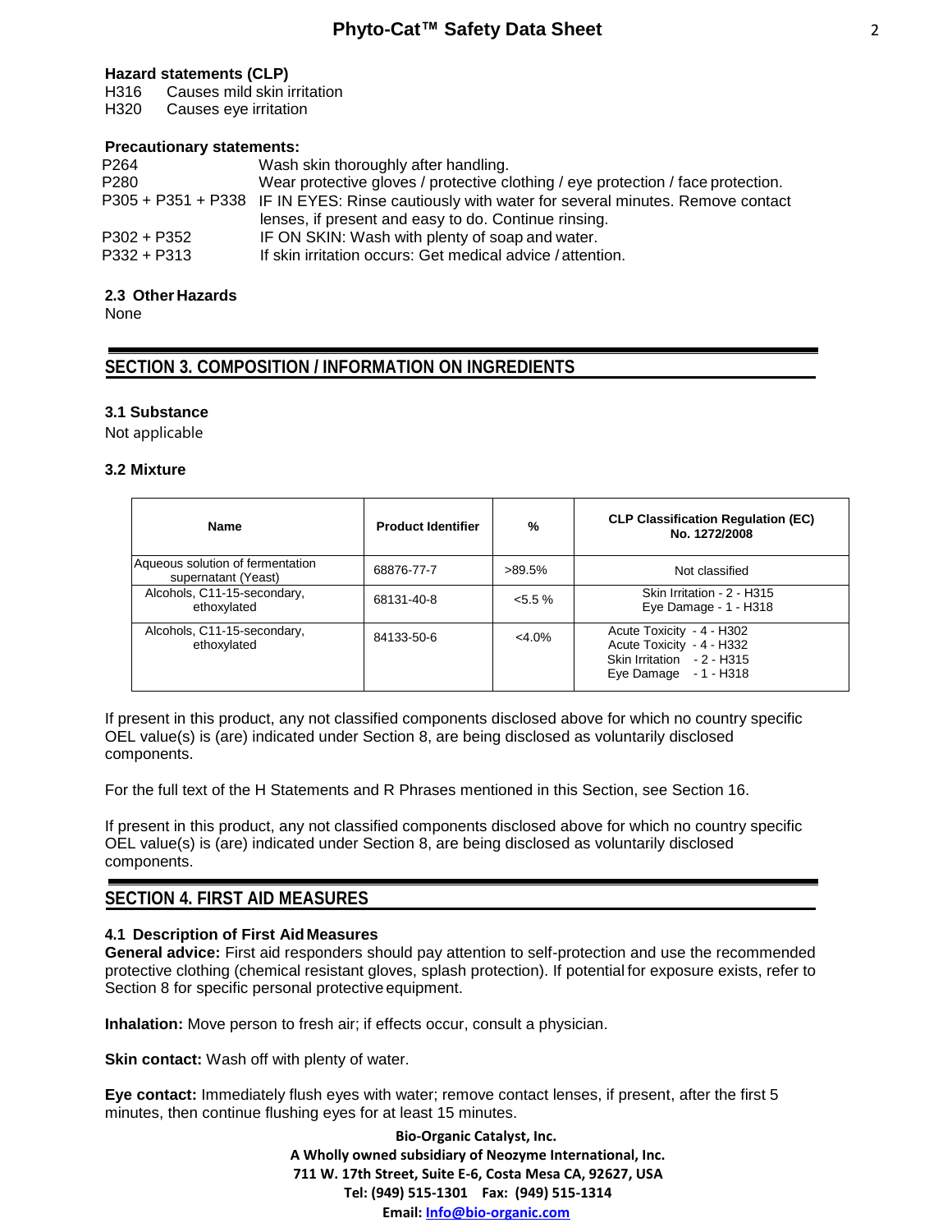**Hazard statements (CLP)**

H316 Causes mild skin irritation
H320 Causes eye irritation

**Precautionary statements:**

| | |
|---|---|
| P264 | Wash skin thoroughly after handling. |
| P280 | Wear protective gloves / protective clothing / eye protection / face protection. |
| P305 + P351 + P338 | IF IN EYES: Rinse cautiously with water for several minutes. Remove contact lenses, if present and easy to do. Continue rinsing. |
| P302 + P352 | IF ON SKIN: Wash with plenty of soap and water. |
| P332 + P313 | If skin irritation occurs: Get medical advice / attention. |

**2.3 Other Hazards**

None

## SECTION 3. COMPOSITION / INFORMATION ON INGREDIENTS

**3.1 Substance**

Not applicable

**3.2 Mixture**

| Name | Product Identifier | % | CLP Classification Regulation (EC) No. 1272/2008 |
|---|---|---|---|
| Aqueous solution of fermentation supernatant (Yeast) | 68876-77-7 | >89.5% | Not classified |
| Alcohols, C11-15-secondary, ethoxylated | 68131-40-8 | <5.5 % | Skin Irritation - 2 - H315<br>Eye Damage - 1 - H318 |
| Alcohols, C11-15-secondary, ethoxylated | 84133-50-6 | <4.0% | Acute Toxicity - 4 - H302<br>Acute Toxicity - 4 - H332<br>Skin Irritation - 2 - H315<br>Eye Damage - 1 - H318 |

If present in this product, any not classified components disclosed above for which no country specific OEL value(s) is (are) indicated under Section 8, are being disclosed as voluntarily disclosed components.

For the full text of the H Statements and R Phrases mentioned in this Section, see Section 16.

If present in this product, any not classified components disclosed above for which no country specific OEL value(s) is (are) indicated under Section 8, are being disclosed as voluntarily disclosed components.

## SECTION 4. FIRST AID MEASURES

**4.1 Description of First Aid Measures**

**General advice:** First aid responders should pay attention to self-protection and use the recommended protective clothing (chemical resistant gloves, splash protection). If potential for exposure exists, refer to Section 8 for specific personal protective equipment.

**Inhalation:** Move person to fresh air; if effects occur, consult a physician.

**Skin contact:** Wash off with plenty of water.

**Eye contact:** Immediately flush eyes with water; remove contact lenses, if present, after the first 5 minutes, then continue flushing eyes for at least 15 minutes.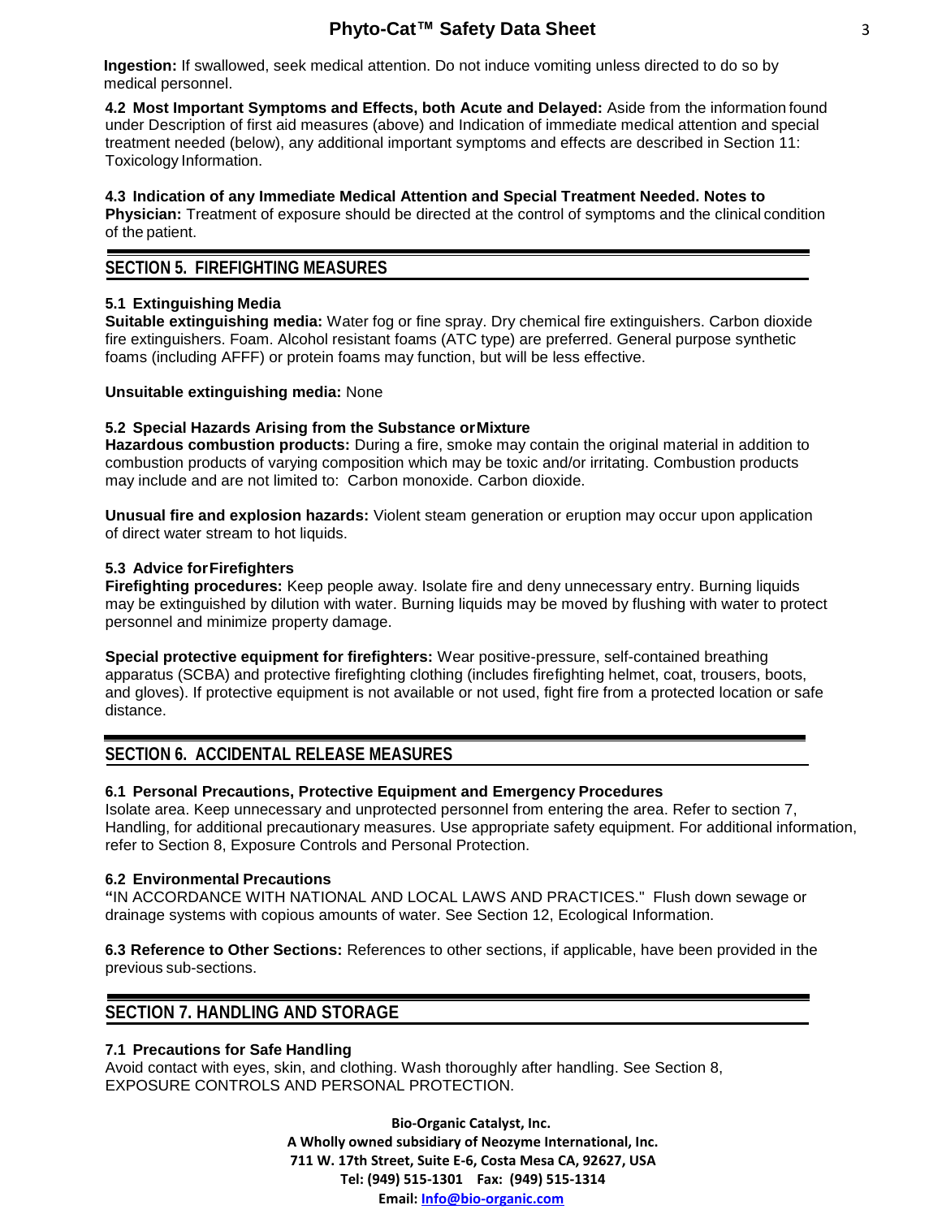**Ingestion:** If swallowed, seek medical attention. Do not induce vomiting unless directed to do so by medical personnel.

**4.2 Most Important Symptoms and Effects, both Acute and Delayed:** Aside from the information found under Description of first aid measures (above) and Indication of immediate medical attention and special treatment needed (below), any additional important symptoms and effects are described in Section 11: Toxicology Information.

**4.3 Indication of any Immediate Medical Attention and Special Treatment Needed. Notes to Physician:** Treatment of exposure should be directed at the control of symptoms and the clinical condition of the patient.

## SECTION 5. FIREFIGHTING MEASURES

**5.1 Extinguishing Media**
**Suitable extinguishing media:** Water fog or fine spray. Dry chemical fire extinguishers. Carbon dioxide fire extinguishers. Foam. Alcohol resistant foams (ATC type) are preferred. General purpose synthetic foams (including AFFF) or protein foams may function, but will be less effective.

**Unsuitable extinguishing media:** None

**5.2 Special Hazards Arising from the Substance or Mixture**
**Hazardous combustion products:** During a fire, smoke may contain the original material in addition to combustion products of varying composition which may be toxic and/or irritating. Combustion products may include and are not limited to: Carbon monoxide. Carbon dioxide.

**Unusual fire and explosion hazards:** Violent steam generation or eruption may occur upon application of direct water stream to hot liquids.

**5.3 Advice for Firefighters**
**Firefighting procedures:** Keep people away. Isolate fire and deny unnecessary entry. Burning liquids may be extinguished by dilution with water. Burning liquids may be moved by flushing with water to protect personnel and minimize property damage.

**Special protective equipment for firefighters:** Wear positive-pressure, self-contained breathing apparatus (SCBA) and protective firefighting clothing (includes firefighting helmet, coat, trousers, boots, and gloves). If protective equipment is not available or not used, fight fire from a protected location or safe distance.

## SECTION 6. ACCIDENTAL RELEASE MEASURES

**6.1 Personal Precautions, Protective Equipment and Emergency Procedures**
Isolate area. Keep unnecessary and unprotected personnel from entering the area. Refer to section 7, Handling, for additional precautionary measures. Use appropriate safety equipment. For additional information, refer to Section 8, Exposure Controls and Personal Protection.

**6.2 Environmental Precautions**
**"**IN ACCORDANCE WITH NATIONAL AND LOCAL LAWS AND PRACTICES." Flush down sewage or drainage systems with copious amounts of water. See Section 12, Ecological Information.

**6.3 Reference to Other Sections:** References to other sections, if applicable, have been provided in the previous sub-sections.

## SECTION 7. HANDLING AND STORAGE

**7.1 Precautions for Safe Handling**
Avoid contact with eyes, skin, and clothing. Wash thoroughly after handling. See Section 8, EXPOSURE CONTROLS AND PERSONAL PROTECTION.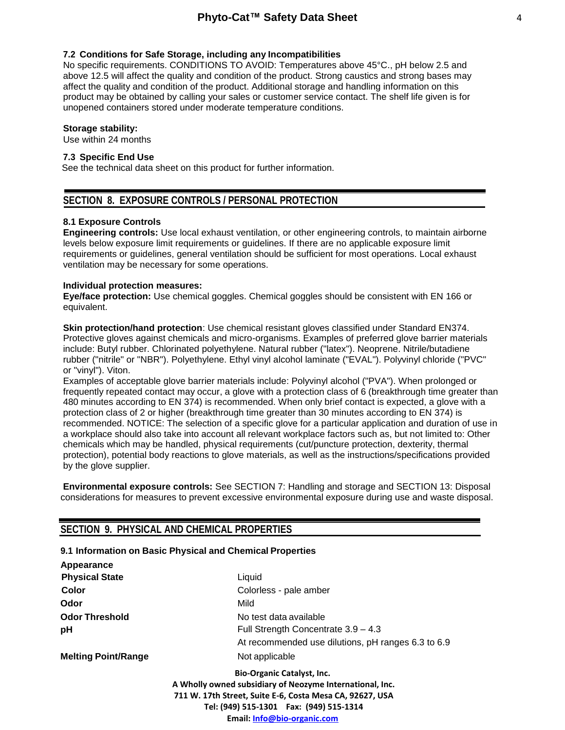### 7.2 Conditions for Safe Storage, including any Incompatibilities

No specific requirements. CONDITIONS TO AVOID: Temperatures above 45°C., pH below 2.5 and above 12.5 will affect the quality and condition of the product. Strong caustics and strong bases may affect the quality and condition of the product. Additional storage and handling information on this product may be obtained by calling your sales or customer service contact. The shelf life given is for unopened containers stored under moderate temperature conditions.

**Storage stability:**
Use within 24 months

### 7.3 Specific End Use

See the technical data sheet on this product for further information.

## SECTION 8. EXPOSURE CONTROLS / PERSONAL PROTECTION

### 8.1 Exposure Controls

**Engineering controls:** Use local exhaust ventilation, or other engineering controls, to maintain airborne levels below exposure limit requirements or guidelines. If there are no applicable exposure limit requirements or guidelines, general ventilation should be sufficient for most operations. Local exhaust ventilation may be necessary for some operations.

**Individual protection measures:**
**Eye/face protection:** Use chemical goggles. Chemical goggles should be consistent with EN 166 or equivalent.

**Skin protection/hand protection**: Use chemical resistant gloves classified under Standard EN374. Protective gloves against chemicals and micro-organisms. Examples of preferred glove barrier materials include: Butyl rubber. Chlorinated polyethylene. Natural rubber ("latex"). Neoprene. Nitrile/butadiene rubber ("nitrile" or "NBR"). Polyethylene. Ethyl vinyl alcohol laminate ("EVAL"). Polyvinyl chloride ("PVC" or "vinyl"). Viton.
Examples of acceptable glove barrier materials include: Polyvinyl alcohol ("PVA"). When prolonged or frequently repeated contact may occur, a glove with a protection class of 6 (breakthrough time greater than 480 minutes according to EN 374) is recommended. When only brief contact is expected, a glove with a protection class of 2 or higher (breakthrough time greater than 30 minutes according to EN 374) is recommended. NOTICE: The selection of a specific glove for a particular application and duration of use in a workplace should also take into account all relevant workplace factors such as, but not limited to: Other chemicals which may be handled, physical requirements (cut/puncture protection, dexterity, thermal protection), potential body reactions to glove materials, as well as the instructions/specifications provided by the glove supplier.

**Environmental exposure controls:** See SECTION 7: Handling and storage and SECTION 13: Disposal considerations for measures to prevent excessive environmental exposure during use and waste disposal.

## SECTION 9. PHYSICAL AND CHEMICAL PROPERTIES

### 9.1 Information on Basic Physical and Chemical Properties

**Appearance**

| | |
|---|---|
| **Physical State** | Liquid |
| **Color** | Colorless - pale amber |
| **Odor** | Mild |
| **Odor Threshold** | No test data available |
| **pH** | Full Strength Concentrate 3.9 – 4.3<br>At recommended use dilutions, pH ranges 6.3 to 6.9 |
| **Melting Point/Range** | Not applicable |

**Bio-Organic Catalyst, Inc.**
**A Wholly owned subsidiary of Neozyme International, Inc.**
**711 W. 17th Street, Suite E-6, Costa Mesa CA, 92627, USA**
**Tel: (949) 515-1301 Fax: (949) 515-1314**
**Email: Info@bio-organic.com**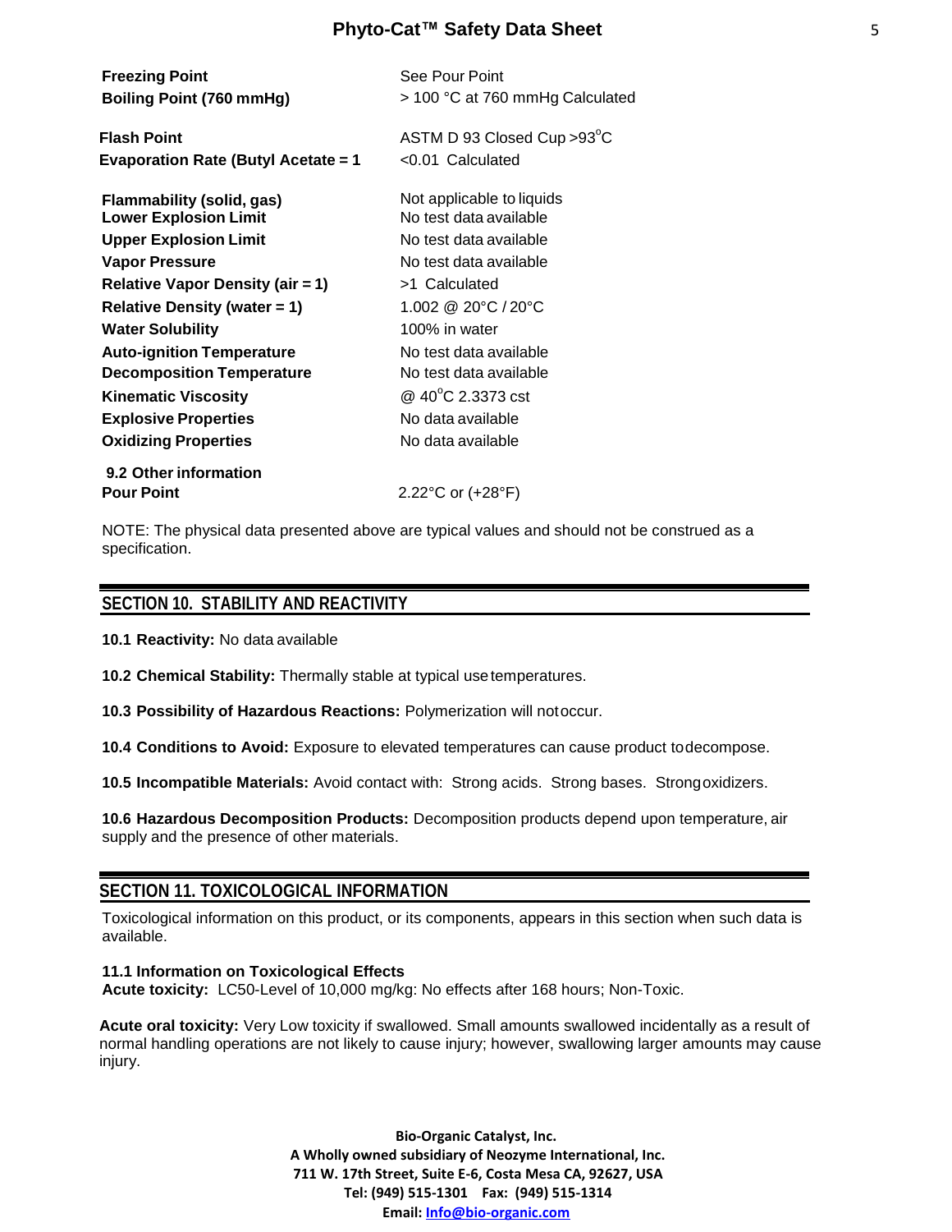| | |
|---|---|
| **Freezing Point** | See Pour Point |
| **Boiling Point (760 mmHg)** | > 100 °C at 760 mmHg Calculated |
| **Flash Point** | ASTM D 93 Closed Cup >93°C |
| **Evaporation Rate (Butyl Acetate = 1** | <0.01 Calculated |
| **Flammability (solid, gas)** | Not applicable to liquids |
| **Lower Explosion Limit** | No test data available |
| **Upper Explosion Limit** | No test data available |
| **Vapor Pressure** | No test data available |
| **Relative Vapor Density (air = 1)** | >1 Calculated |
| **Relative Density (water = 1)** | 1.002 @ 20°C / 20°C |
| **Water Solubility** | 100% in water |
| **Auto-ignition Temperature** | No test data available |
| **Decomposition Temperature** | No test data available |
| **Kinematic Viscosity** | @ 40°C 2.3373 cst |
| **Explosive Properties** | No data available |
| **Oxidizing Properties** | No data available |

**9.2 Other information**

| | |
|---|---|
| **Pour Point** | 2.22°C or (+28°F) |

NOTE: The physical data presented above are typical values and should not be construed as a specification.

## SECTION 10. STABILITY AND REACTIVITY

**10.1 Reactivity:** No data available

**10.2 Chemical Stability:** Thermally stable at typical use temperatures.

**10.3 Possibility of Hazardous Reactions:** Polymerization will not occur.

**10.4 Conditions to Avoid:** Exposure to elevated temperatures can cause product to decompose.

**10.5 Incompatible Materials:** Avoid contact with: Strong acids. Strong bases. Strong oxidizers.

**10.6 Hazardous Decomposition Products:** Decomposition products depend upon temperature, air supply and the presence of other materials.

## SECTION 11. TOXICOLOGICAL INFORMATION

Toxicological information on this product, or its components, appears in this section when such data is available.

**11.1 Information on Toxicological Effects**
**Acute toxicity:** LC50-Level of 10,000 mg/kg: No effects after 168 hours; Non-Toxic.

**Acute oral toxicity:** Very Low toxicity if swallowed. Small amounts swallowed incidentally as a result of normal handling operations are not likely to cause injury; however, swallowing larger amounts may cause injury.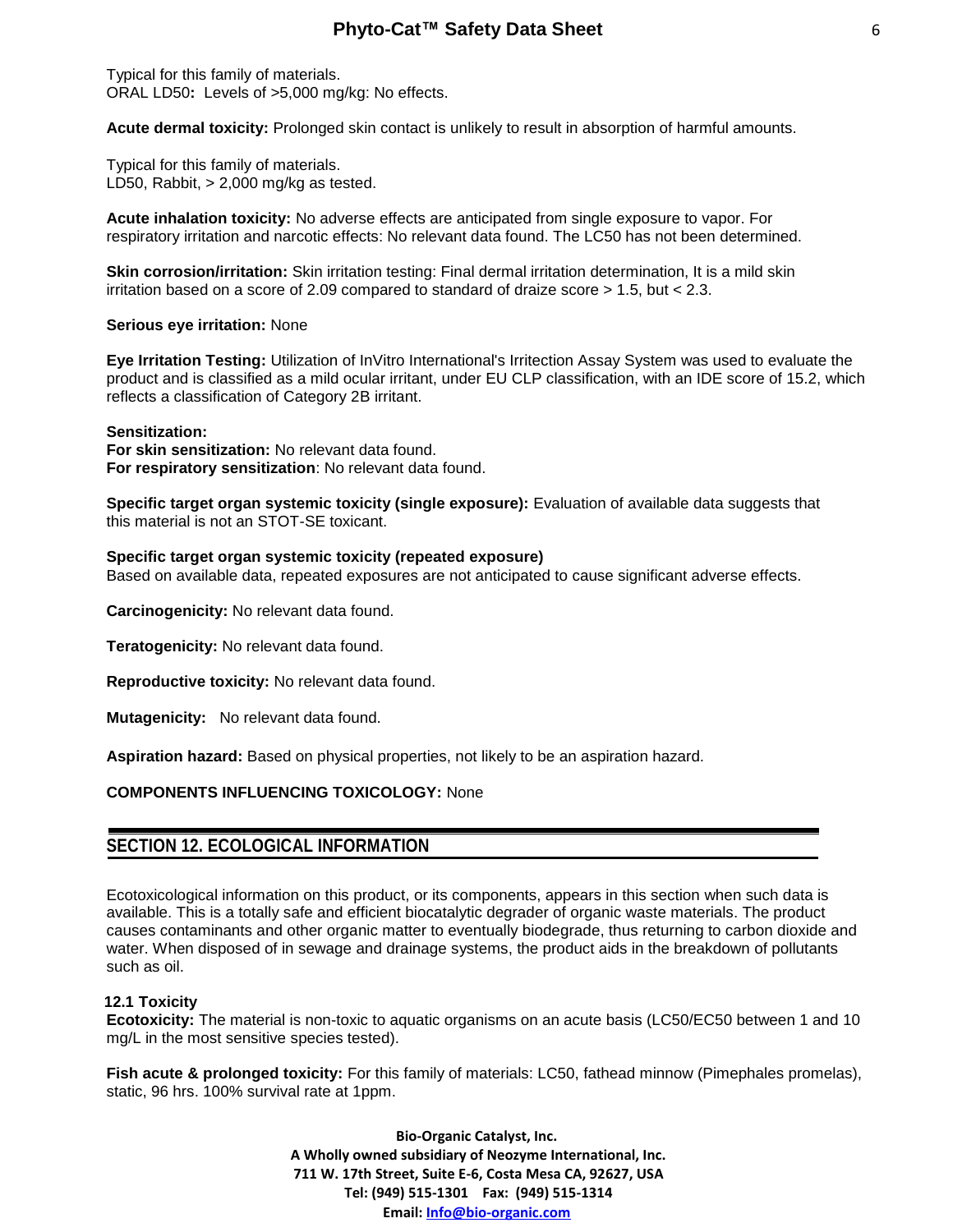Typical for this family of materials.
ORAL LD50**:** Levels of >5,000 mg/kg: No effects.

**Acute dermal toxicity:** Prolonged skin contact is unlikely to result in absorption of harmful amounts.

Typical for this family of materials.
LD50, Rabbit, > 2,000 mg/kg as tested.

**Acute inhalation toxicity:** No adverse effects are anticipated from single exposure to vapor. For respiratory irritation and narcotic effects: No relevant data found. The LC50 has not been determined.

**Skin corrosion/irritation:** Skin irritation testing: Final dermal irritation determination, It is a mild skin irritation based on a score of 2.09 compared to standard of draize score > 1.5, but < 2.3.

**Serious eye irritation:** None

**Eye Irritation Testing:** Utilization of InVitro International's Irritection Assay System was used to evaluate the product and is classified as a mild ocular irritant, under EU CLP classification, with an IDE score of 15.2, which reflects a classification of Category 2B irritant.

**Sensitization:**
**For skin sensitization:** No relevant data found.
**For respiratory sensitization**: No relevant data found.

**Specific target organ systemic toxicity (single exposure):** Evaluation of available data suggests that this material is not an STOT-SE toxicant.

**Specific target organ systemic toxicity (repeated exposure)**
Based on available data, repeated exposures are not anticipated to cause significant adverse effects.

**Carcinogenicity:** No relevant data found.

**Teratogenicity:** No relevant data found.

**Reproductive toxicity:** No relevant data found.

**Mutagenicity:** No relevant data found.

**Aspiration hazard:** Based on physical properties, not likely to be an aspiration hazard.

**COMPONENTS INFLUENCING TOXICOLOGY:** None

## SECTION 12. ECOLOGICAL INFORMATION

Ecotoxicological information on this product, or its components, appears in this section when such data is available. This is a totally safe and efficient biocatalytic degrader of organic waste materials. The product causes contaminants and other organic matter to eventually biodegrade, thus returning to carbon dioxide and water. When disposed of in sewage and drainage systems, the product aids in the breakdown of pollutants such as oil.

**12.1 Toxicity**
**Ecotoxicity:** The material is non-toxic to aquatic organisms on an acute basis (LC50/EC50 between 1 and 10 mg/L in the most sensitive species tested).

**Fish acute & prolonged toxicity:** For this family of materials: LC50, fathead minnow (Pimephales promelas), static, 96 hrs. 100% survival rate at 1ppm.

**Bio-Organic Catalyst, Inc.**
**A Wholly owned subsidiary of Neozyme International, Inc.**
**711 W. 17th Street, Suite E-6, Costa Mesa CA, 92627, USA**
**Tel: (949) 515-1301 Fax: (949) 515-1314**
**Email: Info@bio-organic.com**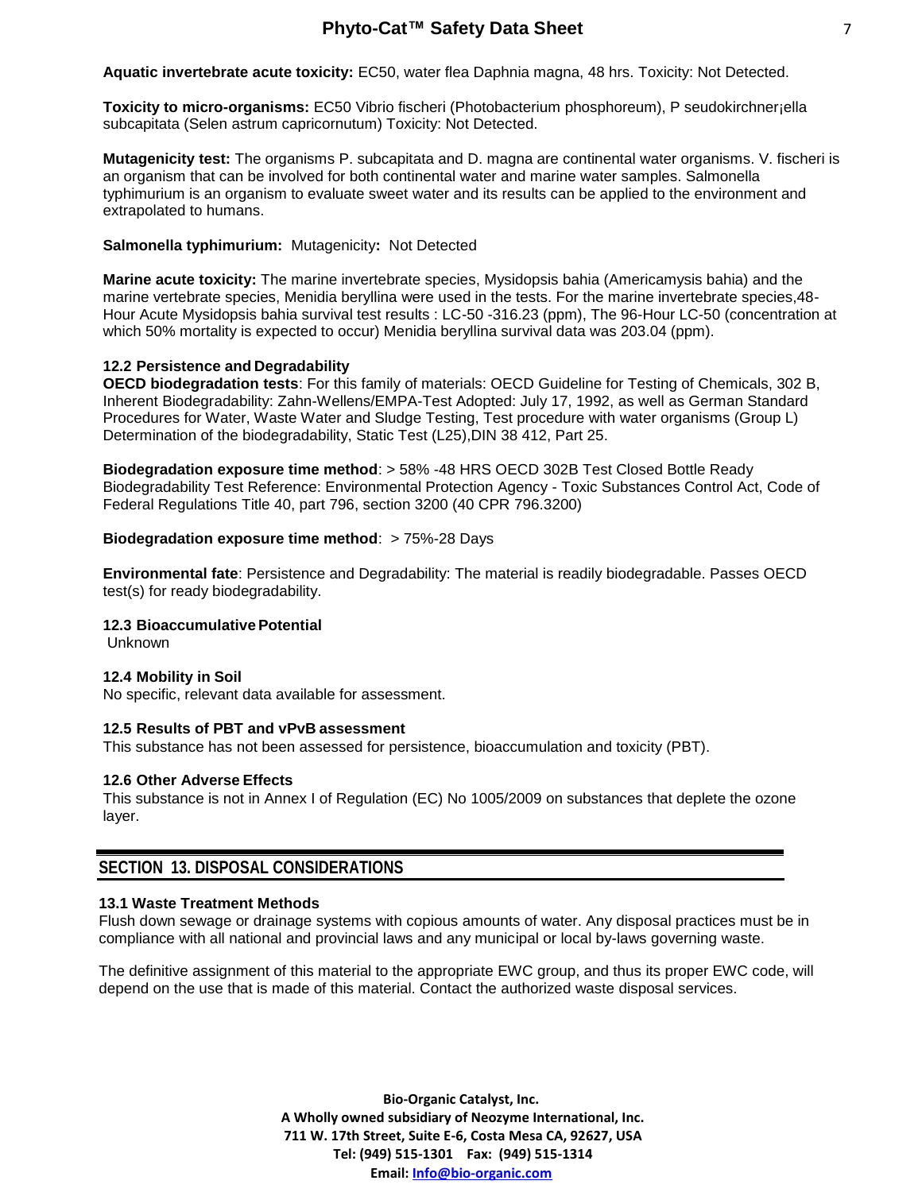**Aquatic invertebrate acute toxicity:** EC50, water flea Daphnia magna, 48 hrs. Toxicity: Not Detected.

**Toxicity to micro-organisms:** EC50 Vibrio fischeri (Photobacterium phosphoreum), P seudokirchner¡ella subcapitata (Selen astrum capricornutum) Toxicity: Not Detected.

**Mutagenicity test:** The organisms P. subcapitata and D. magna are continental water organisms. V. fischeri is an organism that can be involved for both continental water and marine water samples. Salmonella typhimurium is an organism to evaluate sweet water and its results can be applied to the environment and extrapolated to humans.

**Salmonella typhimurium:** Mutagenicity**:** Not Detected

**Marine acute toxicity:** The marine invertebrate species, Mysidopsis bahia (Americamysis bahia) and the marine vertebrate species, Menidia beryllina were used in the tests. For the marine invertebrate species,48-Hour Acute Mysidopsis bahia survival test results : LC-50 -316.23 (ppm), The 96-Hour LC-50 (concentration at which 50% mortality is expected to occur) Menidia beryllina survival data was 203.04 (ppm).

### 12.2 Persistence and Degradability

**OECD biodegradation tests**: For this family of materials: OECD Guideline for Testing of Chemicals, 302 B, Inherent Biodegradability: Zahn-Wellens/EMPA-Test Adopted: July 17, 1992, as well as German Standard Procedures for Water, Waste Water and Sludge Testing, Test procedure with water organisms (Group L) Determination of the biodegradability, Static Test (L25),DIN 38 412, Part 25.

**Biodegradation exposure time method**: > 58% -48 HRS OECD 302B Test Closed Bottle Ready Biodegradability Test Reference: Environmental Protection Agency - Toxic Substances Control Act, Code of Federal Regulations Title 40, part 796, section 3200 (40 CPR 796.3200)

**Biodegradation exposure time method**: > 75%-28 Days

**Environmental fate**: Persistence and Degradability: The material is readily biodegradable. Passes OECD test(s) for ready biodegradability.

### 12.3 Bioaccumulative Potential

Unknown

### 12.4 Mobility in Soil

No specific, relevant data available for assessment.

### 12.5 Results of PBT and vPvB assessment

This substance has not been assessed for persistence, bioaccumulation and toxicity (PBT).

### 12.6 Other Adverse Effects

This substance is not in Annex I of Regulation (EC) No 1005/2009 on substances that deplete the ozone layer.

## SECTION 13. DISPOSAL CONSIDERATIONS

### 13.1 Waste Treatment Methods

Flush down sewage or drainage systems with copious amounts of water. Any disposal practices must be in compliance with all national and provincial laws and any municipal or local by-laws governing waste.

The definitive assignment of this material to the appropriate EWC group, and thus its proper EWC code, will depend on the use that is made of this material. Contact the authorized waste disposal services.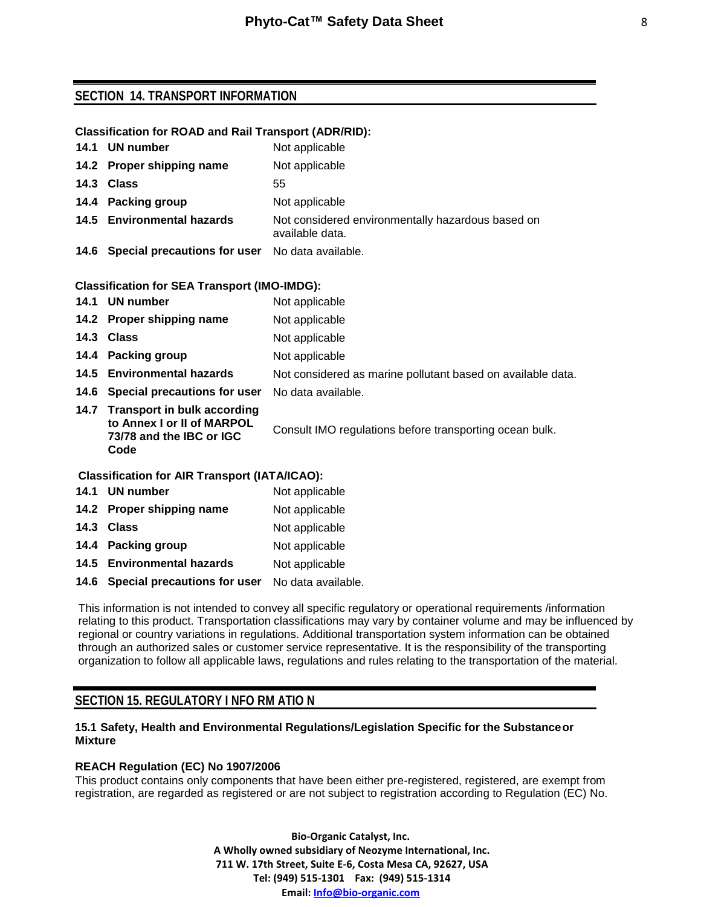## SECTION 14. TRANSPORT INFORMATION

**Classification for ROAD and Rail Transport (ADR/RID):**

| | |
|---|---|
| **14.1 UN number** | Not applicable |
| **14.2 Proper shipping name** | Not applicable |
| **14.3 Class** | 55 |
| **14.4 Packing group** | Not applicable |
| **14.5 Environmental hazards** | Not considered environmentally hazardous based on available data. |
| **14.6 Special precautions for user** | No data available. |

**Classification for SEA Transport (IMO-IMDG):**

| | |
|---|---|
| **14.1 UN number** | Not applicable |
| **14.2 Proper shipping name** | Not applicable |
| **14.3 Class** | Not applicable |
| **14.4 Packing group** | Not applicable |
| **14.5 Environmental hazards** | Not considered as marine pollutant based on available data. |
| **14.6 Special precautions for user** | No data available. |
| **14.7 Transport in bulk according to Annex I or II of MARPOL 73/78 and the IBC or IGC Code** | Consult IMO regulations before transporting ocean bulk. |

**Classification for AIR Transport (IATA/ICAO):**

| | |
|---|---|
| **14.1 UN number** | Not applicable |
| **14.2 Proper shipping name** | Not applicable |
| **14.3 Class** | Not applicable |
| **14.4 Packing group** | Not applicable |
| **14.5 Environmental hazards** | Not applicable |
| **14.6 Special precautions for user** | No data available. |

This information is not intended to convey all specific regulatory or operational requirements /information relating to this product. Transportation classifications may vary by container volume and may be influenced by regional or country variations in regulations. Additional transportation system information can be obtained through an authorized sales or customer service representative. It is the responsibility of the transporting organization to follow all applicable laws, regulations and rules relating to the transportation of the material.

## SECTION 15. REGULATORY INFORMATION

**15.1 Safety, Health and Environmental Regulations/Legislation Specific for the Substance or Mixture**

**REACH Regulation (EC) No 1907/2006**

This product contains only components that have been either pre-registered, registered, are exempt from registration, are regarded as registered or are not subject to registration according to Regulation (EC) No.

**Bio-Organic Catalyst, Inc.**
**A Wholly owned subsidiary of Neozyme International, Inc.**
**711 W. 17th Street, Suite E-6, Costa Mesa CA, 92627, USA**
**Tel: (949) 515-1301 Fax: (949) 515-1314**
**Email: Info@bio-organic.com**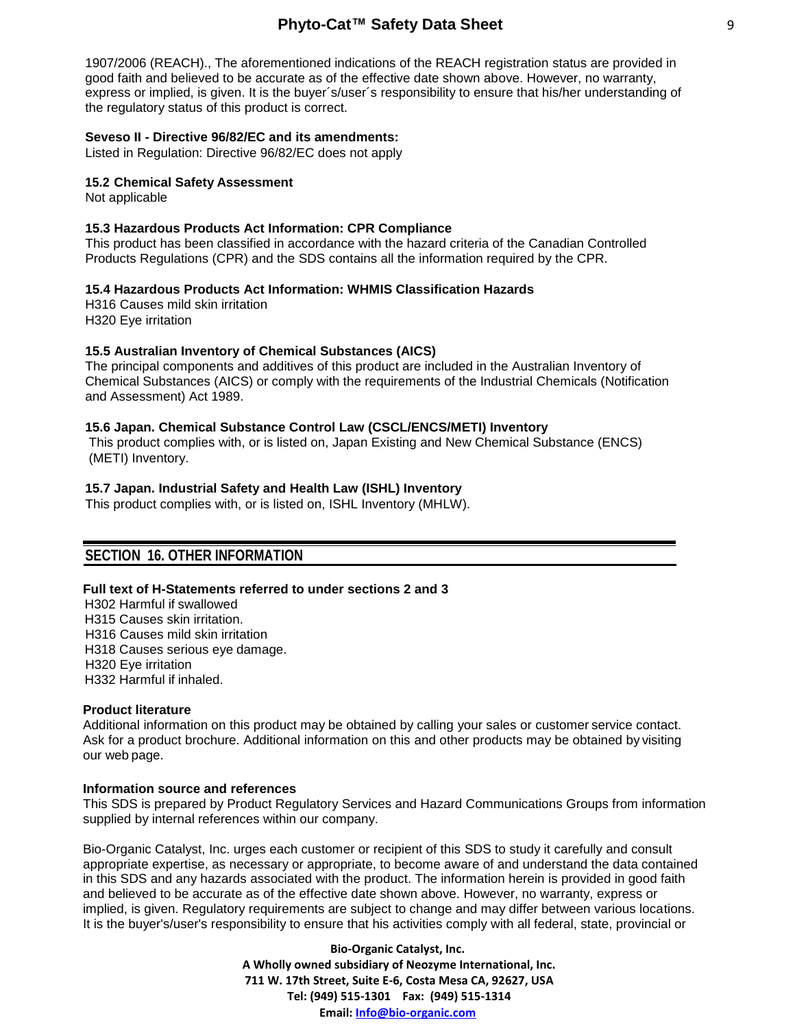1907/2006 (REACH)., The aforementioned indications of the REACH registration status are provided in good faith and believed to be accurate as of the effective date shown above. However, no warranty, express or implied, is given. It is the buyer´s/user´s responsibility to ensure that his/her understanding of the regulatory status of this product is correct.

**Seveso II - Directive 96/82/EC and its amendments:**
Listed in Regulation: Directive 96/82/EC does not apply

**15.2 Chemical Safety Assessment**
Not applicable

**15.3 Hazardous Products Act Information: CPR Compliance**
This product has been classified in accordance with the hazard criteria of the Canadian Controlled Products Regulations (CPR) and the SDS contains all the information required by the CPR.

**15.4 Hazardous Products Act Information: WHMIS Classification Hazards**
H316 Causes mild skin irritation
H320 Eye irritation

**15.5 Australian Inventory of Chemical Substances (AICS)**
The principal components and additives of this product are included in the Australian Inventory of Chemical Substances (AICS) or comply with the requirements of the Industrial Chemicals (Notification and Assessment) Act 1989.

**15.6 Japan. Chemical Substance Control Law (CSCL/ENCS/METI) Inventory**
This product complies with, or is listed on, Japan Existing and New Chemical Substance (ENCS) (METI) Inventory.

**15.7 Japan. Industrial Safety and Health Law (ISHL) Inventory**
This product complies with, or is listed on, ISHL Inventory (MHLW).

## SECTION 16. OTHER INFORMATION

**Full text of H-Statements referred to under sections 2 and 3**
H302 Harmful if swallowed
H315 Causes skin irritation.
H316 Causes mild skin irritation
H318 Causes serious eye damage.
H320 Eye irritation
H332 Harmful if inhaled.

**Product literature**
Additional information on this product may be obtained by calling your sales or customer service contact. Ask for a product brochure. Additional information on this and other products may be obtained by visiting our web page.

**Information source and references**
This SDS is prepared by Product Regulatory Services and Hazard Communications Groups from information supplied by internal references within our company.

Bio-Organic Catalyst, Inc. urges each customer or recipient of this SDS to study it carefully and consult appropriate expertise, as necessary or appropriate, to become aware of and understand the data contained in this SDS and any hazards associated with the product. The information herein is provided in good faith and believed to be accurate as of the effective date shown above. However, no warranty, express or implied, is given. Regulatory requirements are subject to change and may differ between various locations. It is the buyer's/user's responsibility to ensure that his activities comply with all federal, state, provincial or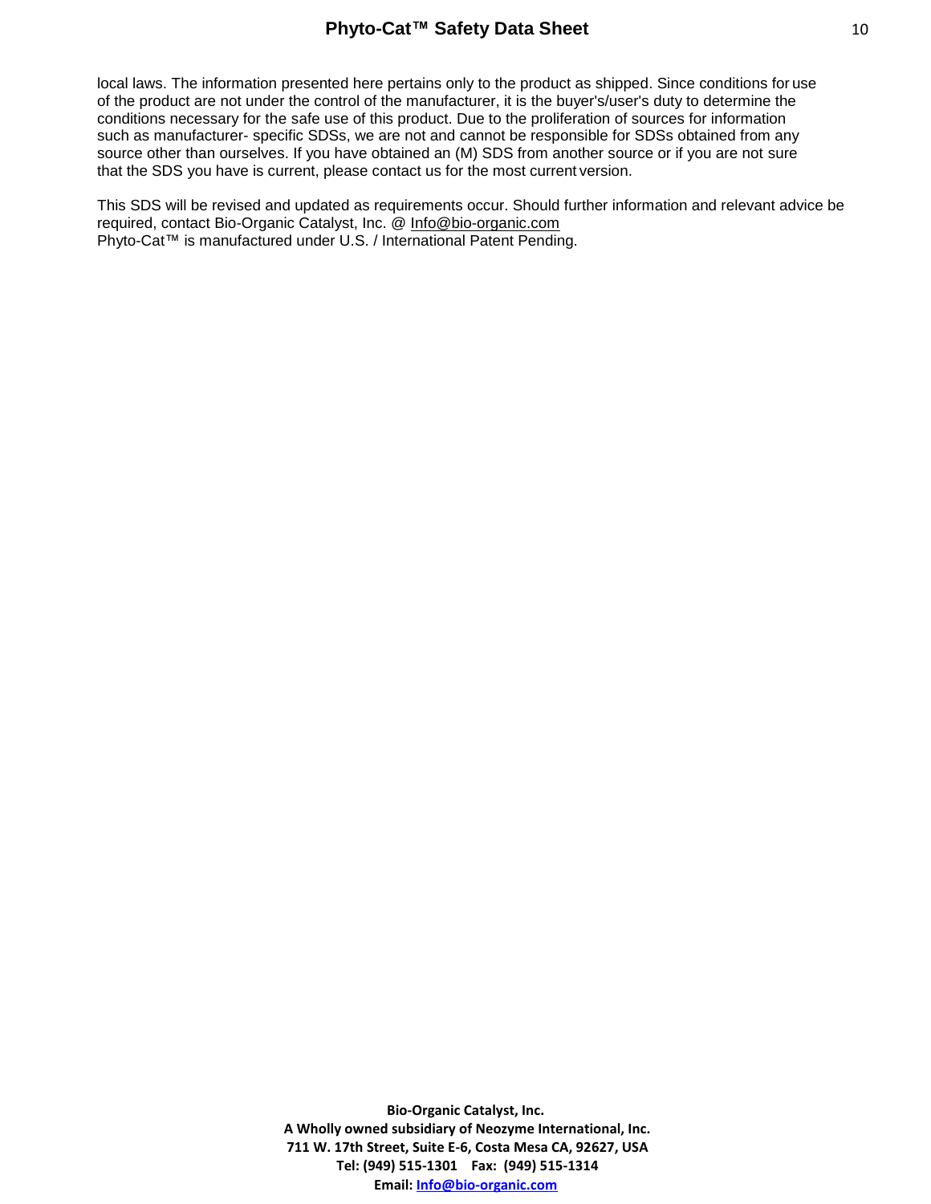local laws. The information presented here pertains only to the product as shipped. Since conditions for use of the product are not under the control of the manufacturer, it is the buyer's/user's duty to determine the conditions necessary for the safe use of this product. Due to the proliferation of sources for information such as manufacturer- specific SDSs, we are not and cannot be responsible for SDSs obtained from any source other than ourselves. If you have obtained an (M) SDS from another source or if you are not sure that the SDS you have is current, please contact us for the most current version.

This SDS will be revised and updated as requirements occur. Should further information and relevant advice be required, contact Bio-Organic Catalyst, Inc. @ Info@bio-organic.com
Phyto-Cat™ is manufactured under U.S. / International Patent Pending.